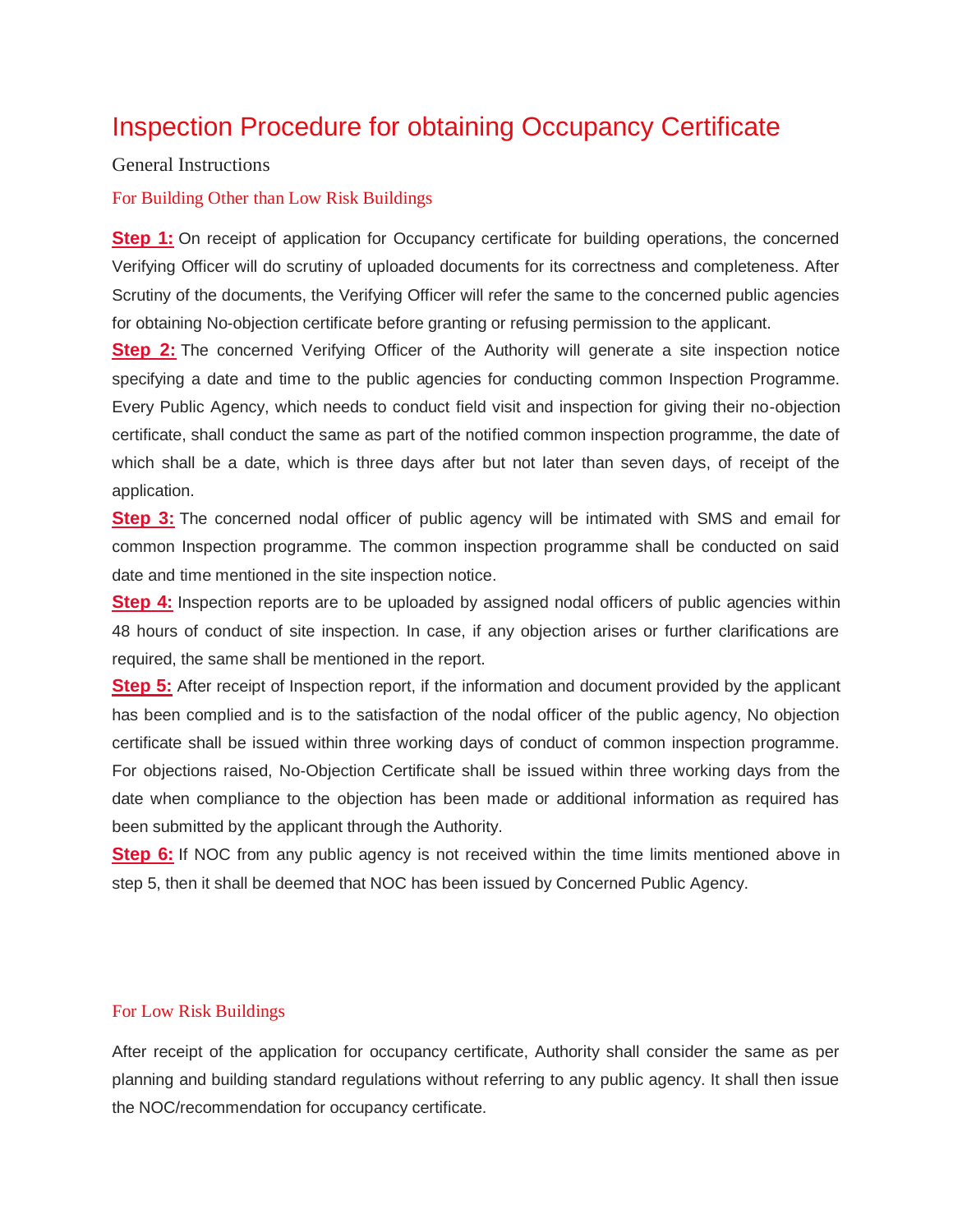# Inspection Procedure for obtaining Occupancy Certificate

## General Instructions

### For Building Other than Low Risk Buildings

**Step 1:** On receipt of application for Occupancy certificate for building operations, the concerned Verifying Officer will do scrutiny of uploaded documents for its correctness and completeness. After Scrutiny of the documents, the Verifying Officer will refer the same to the concerned public agencies for obtaining No-objection certificate before granting or refusing permission to the applicant.

**Step 2:** The concerned Verifying Officer of the Authority will generate a site inspection notice specifying a date and time to the public agencies for conducting common Inspection Programme. Every Public Agency, which needs to conduct field visit and inspection for giving their no-objection certificate, shall conduct the same as part of the notified common inspection programme, the date of which shall be a date, which is three days after but not later than seven days, of receipt of the application.

**Step 3:** The concerned nodal officer of public agency will be intimated with SMS and email for common Inspection programme. The common inspection programme shall be conducted on said date and time mentioned in the site inspection notice.

**Step 4:** Inspection reports are to be uploaded by assigned nodal officers of public agencies within 48 hours of conduct of site inspection. In case, if any objection arises or further clarifications are required, the same shall be mentioned in the report.

**Step 5:** After receipt of Inspection report, if the information and document provided by the applicant has been complied and is to the satisfaction of the nodal officer of the public agency, No objection certificate shall be issued within three working days of conduct of common inspection programme. For objections raised, No-Objection Certificate shall be issued within three working days from the date when compliance to the objection has been made or additional information as required has been submitted by the applicant through the Authority.

**Step 6:** If NOC from any public agency is not received within the time limits mentioned above in step 5, then it shall be deemed that NOC has been issued by Concerned Public Agency.

### For Low Risk Buildings

After receipt of the application for occupancy certificate, Authority shall consider the same as per planning and building standard regulations without referring to any public agency. It shall then issue the NOC/recommendation for occupancy certificate.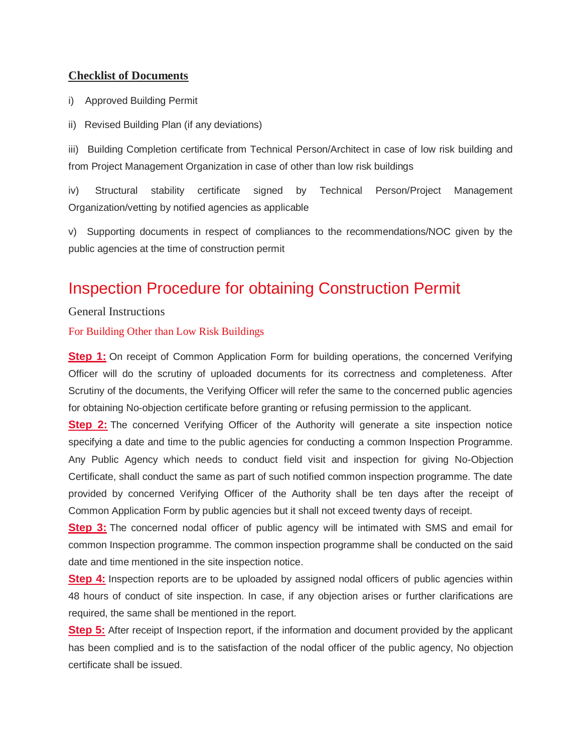**Checklist of Documents**

i) Approved Building Permit

ii) Revised Building Plan (if any deviations)

iii) Building Completion certificate from Technical Person/Architect in case of low risk building and from Project Management Organization in case of other than low risk buildings

iv) Structural stability certificate signed by Technical Person/Project Management Organization/vetting by notified agencies as applicable

v) Supporting documents in respect of compliances to the recommendations/NOC given by the public agencies at the time of construction permit

# Inspection Procedure for obtaining Construction Permit

## General Instructions

### For Building Other than Low Risk Buildings

**Step 1:** On receipt of Common Application Form for building operations, the concerned Verifying Officer will do the scrutiny of uploaded documents for its correctness and completeness. After Scrutiny of the documents, the Verifying Officer will refer the same to the concerned public agencies for obtaining No-objection certificate before granting or refusing permission to the applicant.

**Step 2:** The concerned Verifying Officer of the Authority will generate a site inspection notice specifying a date and time to the public agencies for conducting a common Inspection Programme. Any Public Agency which needs to conduct field visit and inspection for giving No-Objection Certificate, shall conduct the same as part of such notified common inspection programme. The date provided by concerned Verifying Officer of the Authority shall be ten days after the receipt of Common Application Form by public agencies but it shall not exceed twenty days of receipt.

**Step 3:** The concerned nodal officer of public agency will be intimated with SMS and email for common Inspection programme. The common inspection programme shall be conducted on the said date and time mentioned in the site inspection notice.

**Step 4:** Inspection reports are to be uploaded by assigned nodal officers of public agencies within 48 hours of conduct of site inspection. In case, if any objection arises or further clarifications are required, the same shall be mentioned in the report.

**Step 5:** After receipt of Inspection report, if the information and document provided by the applicant has been complied and is to the satisfaction of the nodal officer of the public agency, No objection certificate shall be issued.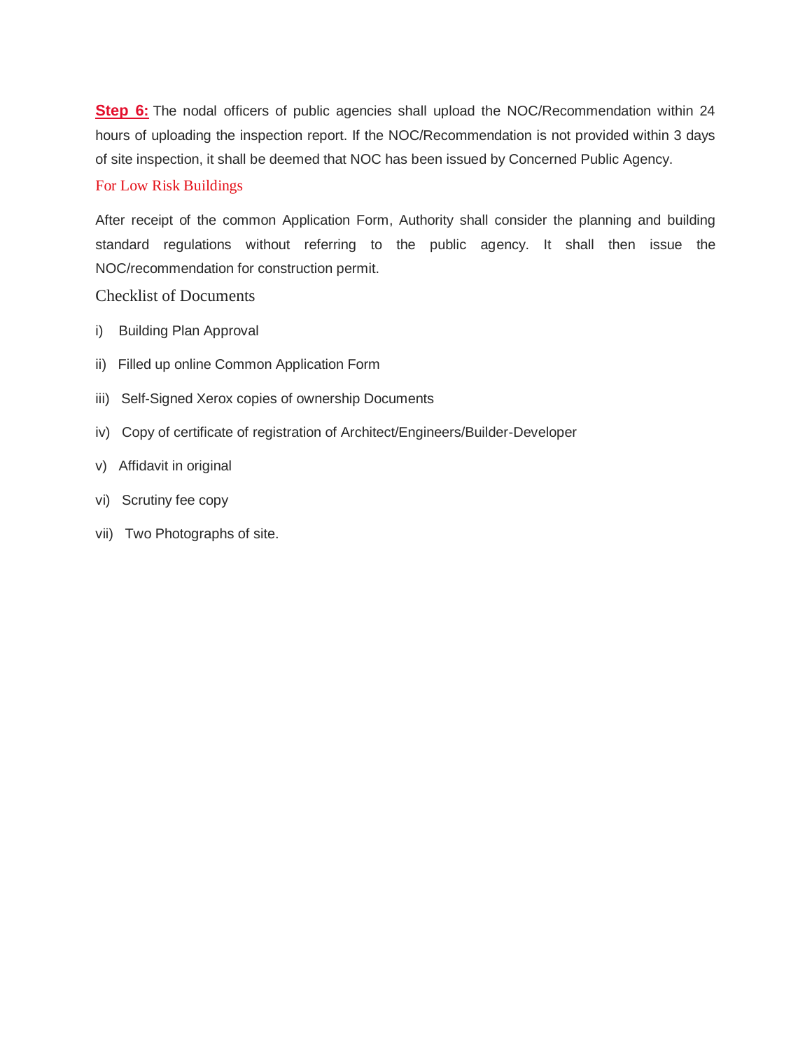**Step 6:** The nodal officers of public agencies shall upload the NOC/Recommendation within 24 hours of uploading the inspection report. If the NOC/Recommendation is not provided within 3 days of site inspection, it shall be deemed that NOC has been issued by Concerned Public Agency.

### For Low Risk Buildings

After receipt of the common Application Form, Authority shall consider the planning and building standard regulations without referring to the public agency. It shall then issue the NOC/recommendation for construction permit.

### Checklist of Documents

i) Building Plan Approval

ii) Filled up online Common Application Form

iii) Self-Signed Xerox copies of ownership Documents

iv) Copy of certificate of registration of Architect/Engineers/Builder-Developer

v) Affidavit in original

vi) Scrutiny fee copy

vii) Two Photographs of site.